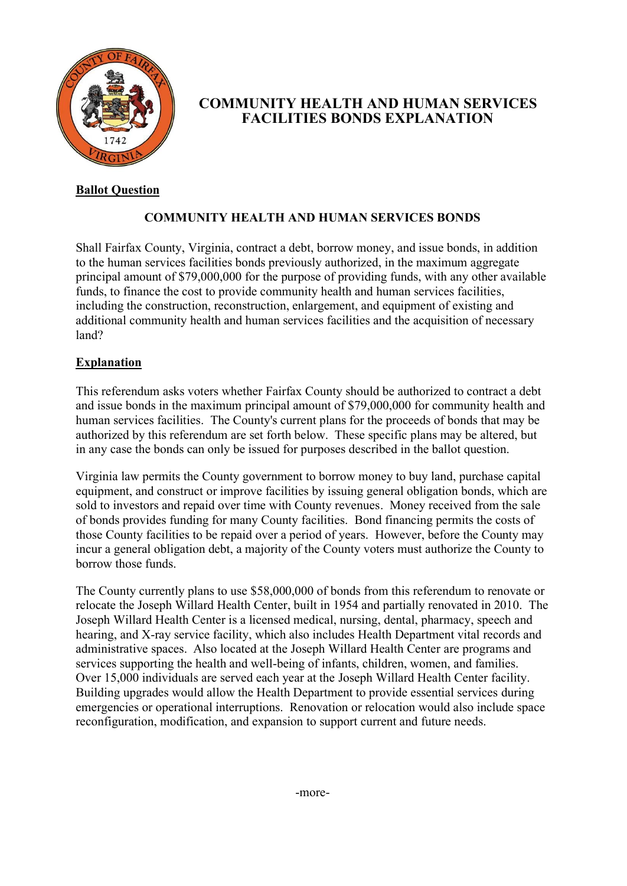# COMMUNITY HEALTH AND HUMAN SERVICES FACILITIES BONDS EXPLANATION

**Ballot Question**

### COMMUNITY HEALTH AND HUMAN SERVICES BONDS

Shall Fairfax County, Virginia, contract a debt, borrow money, and issue bonds, in addition to the human services facilities bonds previously authorized, in the maximum aggregate principal amount of $79,000,000 for the purpose of providing funds, with any other available funds, to finance the cost to provide community health and human services facilities, including the construction, reconstruction, enlargement, and equipment of existing and additional community health and human services facilities and the acquisition of necessary land?

**Explanation**

This referendum asks voters whether Fairfax County should be authorized to contract a debt and issue bonds in the maximum principal amount of $79,000,000 for community health and human services facilities. The County's current plans for the proceeds of bonds that may be authorized by this referendum are set forth below. These specific plans may be altered, but in any case the bonds can only be issued for purposes described in the ballot question.

Virginia law permits the County government to borrow money to buy land, purchase capital equipment, and construct or improve facilities by issuing general obligation bonds, which are sold to investors and repaid over time with County revenues. Money received from the sale of bonds provides funding for many County facilities. Bond financing permits the costs of those County facilities to be repaid over a period of years. However, before the County may incur a general obligation debt, a majority of the County voters must authorize the County to borrow those funds.

The County currently plans to use $58,000,000 of bonds from this referendum to renovate or relocate the Joseph Willard Health Center, built in 1954 and partially renovated in 2010. The Joseph Willard Health Center is a licensed medical, nursing, dental, pharmacy, speech and hearing, and X-ray service facility, which also includes Health Department vital records and administrative spaces. Also located at the Joseph Willard Health Center are programs and services supporting the health and well-being of infants, children, women, and families. Over 15,000 individuals are served each year at the Joseph Willard Health Center facility. Building upgrades would allow the Health Department to provide essential services during emergencies or operational interruptions. Renovation or relocation would also include space reconfiguration, modification, and expansion to support current and future needs.

-more-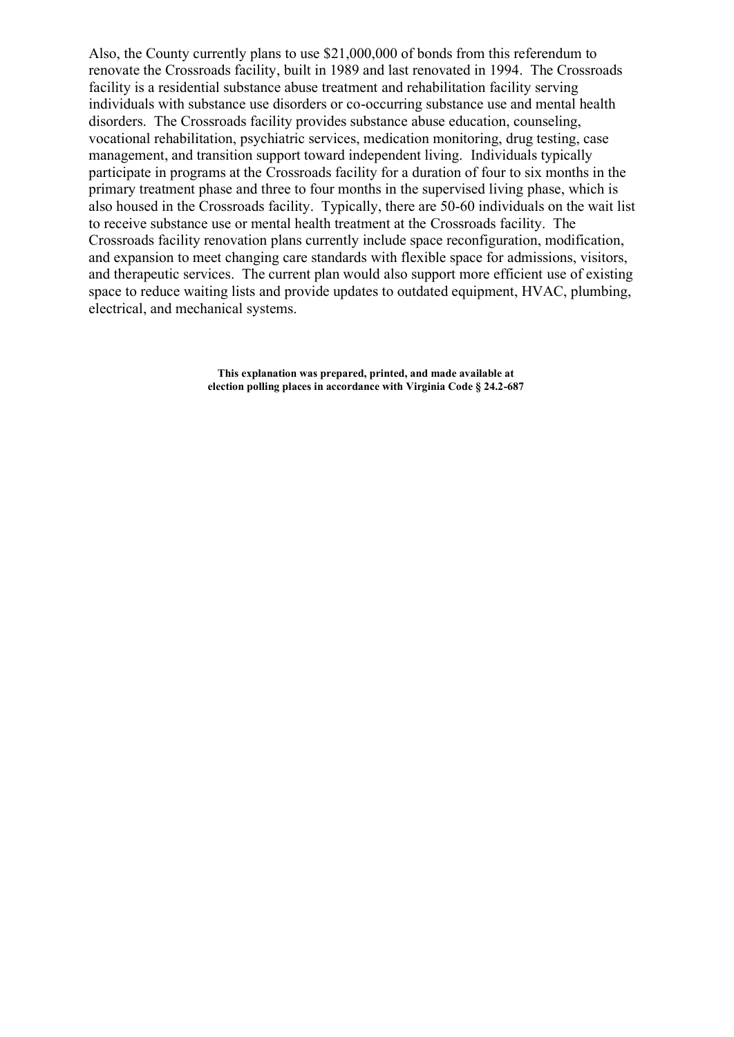Also, the County currently plans to use $21,000,000 of bonds from this referendum to renovate the Crossroads facility, built in 1989 and last renovated in 1994. The Crossroads facility is a residential substance abuse treatment and rehabilitation facility serving individuals with substance use disorders or co-occurring substance use and mental health disorders. The Crossroads facility provides substance abuse education, counseling, vocational rehabilitation, psychiatric services, medication monitoring, drug testing, case management, and transition support toward independent living. Individuals typically participate in programs at the Crossroads facility for a duration of four to six months in the primary treatment phase and three to four months in the supervised living phase, which is also housed in the Crossroads facility. Typically, there are 50-60 individuals on the wait list to receive substance use or mental health treatment at the Crossroads facility. The Crossroads facility renovation plans currently include space reconfiguration, modification, and expansion to meet changing care standards with flexible space for admissions, visitors, and therapeutic services. The current plan would also support more efficient use of existing space to reduce waiting lists and provide updates to outdated equipment, HVAC, plumbing, electrical, and mechanical systems.

**This explanation was prepared, printed, and made available at election polling places in accordance with Virginia Code § 24.2-687**